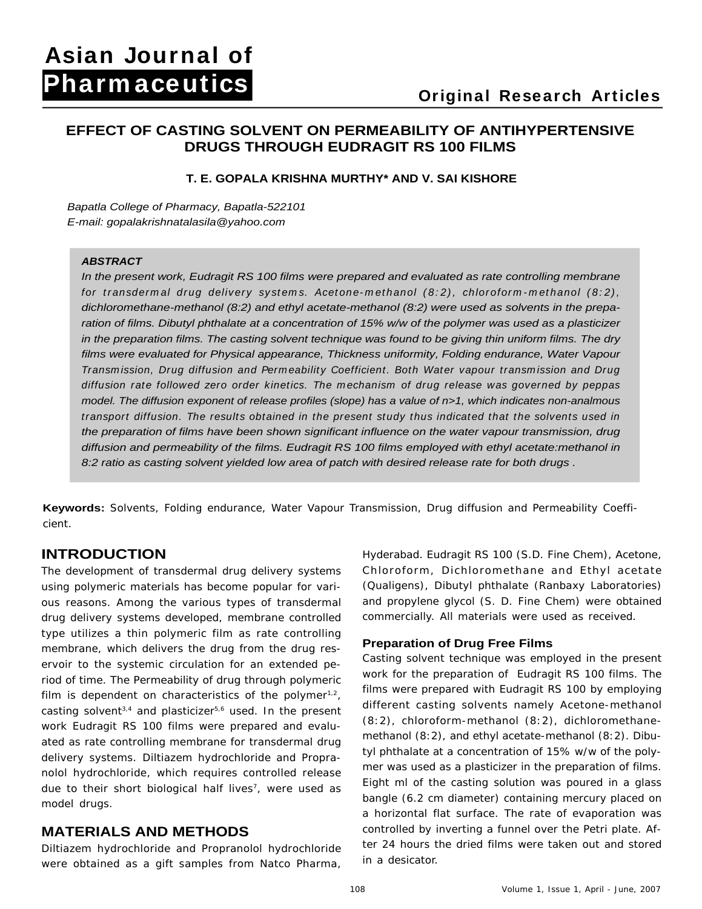# EFFECT OF CASTING SOLVENT ON PERMEABILITY OF ANTIHYPERTENSIVE DRUGS THROUGH EUDRAGIT RS 100 FILMS

**T. E. GOPALA KRISHNA MURTHY* AND V. SAI KISHORE**

*Bapatla College of Pharmacy, Bapatla-522101*
*E-mail: gopalakrishnatalasila@yahoo.com*

***ABSTRACT***

*In the present work, Eudragit RS 100 films were prepared and evaluated as rate controlling membrane for transdermal drug delivery systems. Acetone-methanol (8:2), chloroform-methanol (8:2), dichloromethane-methanol (8:2) and ethyl acetate-methanol (8:2) were used as solvents in the preparation of films. Dibutyl phthalate at a concentration of 15% w/w of the polymer was used as a plasticizer in the preparation films. The casting solvent technique was found to be giving thin uniform films. The dry films were evaluated for Physical appearance, Thickness uniformity, Folding endurance, Water Vapour Transmission, Drug diffusion and Permeability Coefficient. Both Water vapour transmission and Drug diffusion rate followed zero order kinetics. The mechanism of drug release was governed by peppas model. The diffusion exponent of release profiles (slope) has a value of n>1, which indicates non-analmous transport diffusion. The results obtained in the present study thus indicated that the solvents used in the preparation of films have been shown significant influence on the water vapour transmission, drug diffusion and permeability of the films. Eudragit RS 100 films employed with ethyl acetate:methanol in 8:2 ratio as casting solvent yielded low area of patch with desired release rate for both drugs .*

**Keywords:** Solvents, Folding endurance, Water Vapour Transmission, Drug diffusion and Permeability Coefficient.

## INTRODUCTION

The development of transdermal drug delivery systems using polymeric materials has become popular for various reasons. Among the various types of transdermal drug delivery systems developed, membrane controlled type utilizes a thin polymeric film as rate controlling membrane, which delivers the drug from the drug reservoir to the systemic circulation for an extended period of time. The Permeability of drug through polymeric film is dependent on characteristics of the polymer[1,2], casting solvent[3,4] and plasticizer[5,6] used. In the present work Eudragit RS 100 films were prepared and evaluated as rate controlling membrane for transdermal drug delivery systems. Diltiazem hydrochloride and Propranolol hydrochloride, which requires controlled release due to their short biological half lives[7], were used as model drugs.

## MATERIALS AND METHODS

Diltiazem hydrochloride and Propranolol hydrochloride were obtained as a gift samples from Natco Pharma, Hyderabad. Eudragit RS 100 (S.D. Fine Chem), Acetone, Chloroform, Dichloromethane and Ethyl acetate (Qualigens), Dibutyl phthalate (Ranbaxy Laboratories) and propylene glycol (S. D. Fine Chem) were obtained commercially. All materials were used as received.

### Preparation of Drug Free Films

Casting solvent technique was employed in the present work for the preparation of Eudragit RS 100 films. The films were prepared with Eudragit RS 100 by employing different casting solvents namely Acetone-methanol (8:2), chloroform-methanol (8:2), dichloromethane-methanol (8:2), and ethyl acetate-methanol (8:2). Dibutyl phthalate at a concentration of 15% w/w of the polymer was used as a plasticizer in the preparation of films. Eight ml of the casting solution was poured in a glass bangle (6.2 cm diameter) containing mercury placed on a horizontal flat surface. The rate of evaporation was controlled by inverting a funnel over the Petri plate. After 24 hours the dried films were taken out and stored in a desicator.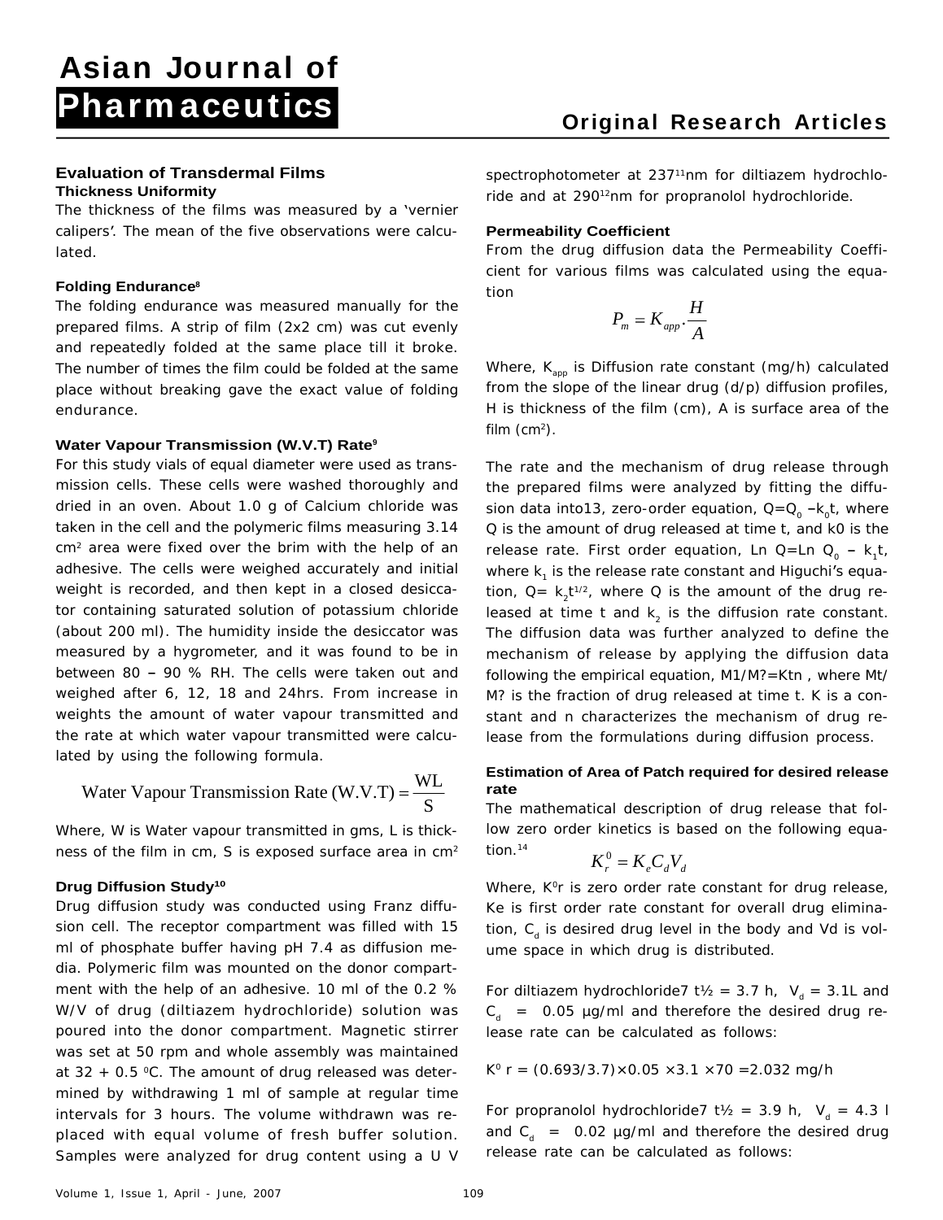## Evaluation of Transdermal Films

### Thickness Uniformity

The thickness of the films was measured by a 'vernier calipers'. The mean of the five observations were calculated.

### Folding Endurance[8]

The folding endurance was measured manually for the prepared films. A strip of film (2x2 cm) was cut evenly and repeatedly folded at the same place till it broke. The number of times the film could be folded at the same place without breaking gave the exact value of folding endurance.

### Water Vapour Transmission (W.V.T) Rate[9]

For this study vials of equal diameter were used as transmission cells. These cells were washed thoroughly and dried in an oven. About 1.0 g of Calcium chloride was taken in the cell and the polymeric films measuring 3.14 $cm^2$ area were fixed over the brim with the help of an adhesive. The cells were weighed accurately and initial weight is recorded, and then kept in a closed desiccator containing saturated solution of potassium chloride (about 200 ml). The humidity inside the desiccator was measured by a hygrometer, and it was found to be in between 80 – 90 % RH. The cells were taken out and weighed after 6, 12, 18 and 24hrs. From increase in weights the amount of water vapour transmitted and the rate at which water vapour transmitted were calculated by using the following formula.

$$\text{Water Vapour Transmission Rate (W.V.T)} = \frac{WL}{S}$$

Where, W is Water vapour transmitted in gms, L is thickness of the film in cm, S is exposed surface area in $cm^2$

### Drug Diffusion Study[10]

Drug diffusion study was conducted using Franz diffusion cell. The receptor compartment was filled with 15 ml of phosphate buffer having pH 7.4 as diffusion media. Polymeric film was mounted on the donor compartment with the help of an adhesive. 10 ml of the 0.2 % W/V of drug (diltiazem hydrochloride) solution was poured into the donor compartment. Magnetic stirrer was set at 50 rpm and whole assembly was maintained at 32 + 0.5 $^0$C. The amount of drug released was determined by withdrawing 1 ml of sample at regular time intervals for 3 hours. The volume withdrawn was replaced with equal volume of fresh buffer solution. Samples were analyzed for drug content using a U V spectrophotometer at 237[11]nm for diltiazem hydrochloride and at 290[12]nm for propranolol hydrochloride.

### Permeability Coefficient

From the drug diffusion data the Permeability Coefficient for various films was calculated using the equation

$$P_m = K_{app} \cdot \frac{H}{A}$$

Where, $K_{app}$ is Diffusion rate constant (mg/h) calculated from the slope of the linear drug (d/p) diffusion profiles, H is thickness of the film (cm), A is surface area of the film ($cm^2$).

The rate and the mechanism of drug release through the prepared films were analyzed by fitting the diffusion data into13, zero-order equation, $Q=Q_0 - k_0 t$, where Q is the amount of drug released at time t, and k0 is the release rate. First order equation, Ln Q=Ln $Q_0$ – $k_1 t$, where $k_1$ is the release rate constant and Higuchi's equation, $Q= k_2 t^{1/2}$, where Q is the amount of the drug released at time t and $k_2$ is the diffusion rate constant. The diffusion data was further analyzed to define the mechanism of release by applying the diffusion data following the empirical equation, M1/M?=Ktn , where Mt/M? is the fraction of drug released at time t. K is a constant and n characterizes the mechanism of drug release from the formulations during diffusion process.

### Estimation of Area of Patch required for desired release rate

The mathematical description of drug release that follow zero order kinetics is based on the following equation.[14]

$$K_r^0 = K_e C_d V_d$$

Where, $K^0 r$ is zero order rate constant for drug release, Ke is first order rate constant for overall drug elimination, $C_d$ is desired drug level in the body and Vd is volume space in which drug is distributed.

For diltiazem hydrochloride7 t½ = 3.7 h, $V_d$ = 3.1L and $C_d$ = 0.05 µg/ml and therefore the desired drug release rate can be calculated as follows:

$K^0$ r = (0.693/3.7)×0.05 ×3.1 ×70 =2.032 mg/h

For propranolol hydrochloride7 t½ = 3.9 h, $V_d$ = 4.3 l and $C_d$ = 0.02 µg/ml and therefore the desired drug release rate can be calculated as follows: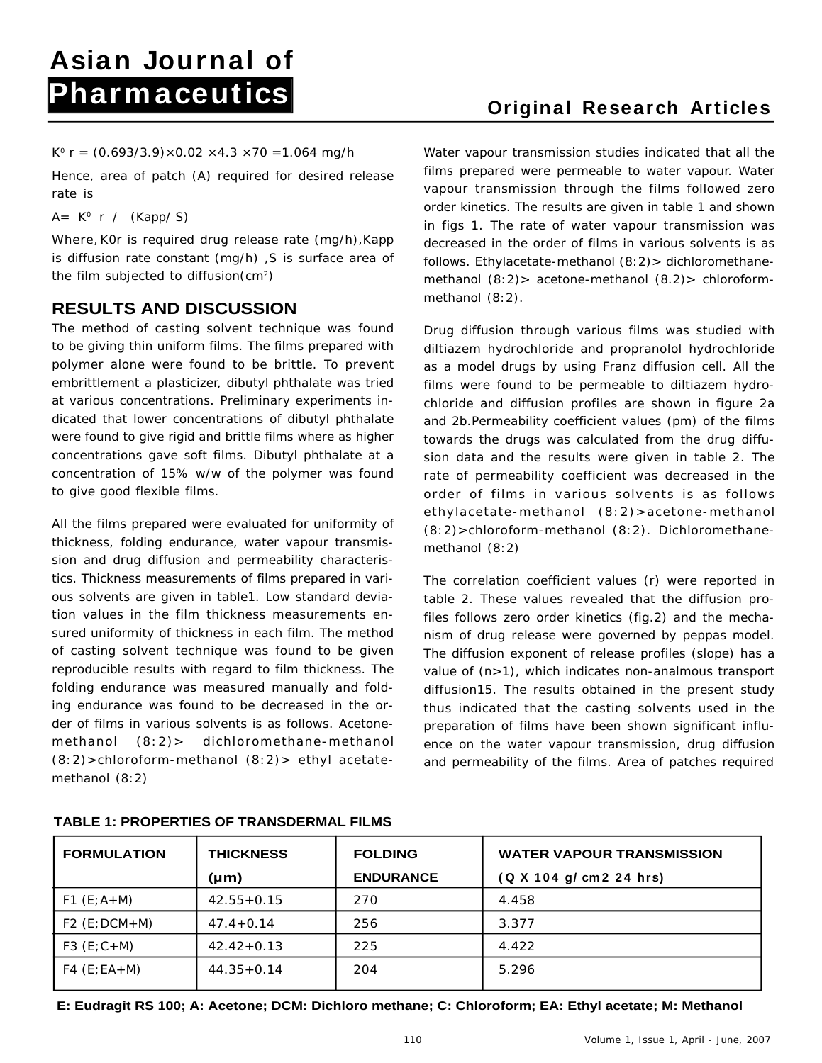$K^0 r = (0.693/3.9) \times 0.02 \times 4.3 \times 70 = 1.064$ mg/h

Hence, area of patch (A) required for desired release rate is

$A = K^0 r / (K_{app}/S)$

Where, K0r is required drug release rate (mg/h), Kapp is diffusion rate constant (mg/h), S is surface area of the film subjected to diffusion($cm^2$)

## RESULTS AND DISCUSSION

The method of casting solvent technique was found to be giving thin uniform films. The films prepared with polymer alone were found to be brittle. To prevent embrittlement a plasticizer, dibutyl phthalate was tried at various concentrations. Preliminary experiments indicated that lower concentrations of dibutyl phthalate were found to give rigid and brittle films where as higher concentrations gave soft films. Dibutyl phthalate at a concentration of 15% w/w of the polymer was found to give good flexible films.

All the films prepared were evaluated for uniformity of thickness, folding endurance, water vapour transmission and drug diffusion and permeability characteristics. Thickness measurements of films prepared in various solvents are given in table1. Low standard deviation values in the film thickness measurements ensured uniformity of thickness in each film. The method of casting solvent technique was found to be given reproducible results with regard to film thickness. The folding endurance was measured manually and folding endurance was found to be decreased in the order of films in various solvents is as follows. Acetone-methanol (8:2)> dichloromethane-methanol (8:2)>chloroform-methanol (8:2)> ethyl acetate-methanol (8:2)

Water vapour transmission studies indicated that all the films prepared were permeable to water vapour. Water vapour transmission through the films followed zero order kinetics. The results are given in table 1 and shown in figs 1. The rate of water vapour transmission was decreased in the order of films in various solvents is as follows. Ethylacetate-methanol (8:2)> dichloromethane-methanol (8:2)> acetone-methanol (8.2)> chloroform-methanol (8:2).

Drug diffusion through various films was studied with diltiazem hydrochloride and propranolol hydrochloride as a model drugs by using Franz diffusion cell. All the films were found to be permeable to diltiazem hydrochloride and diffusion profiles are shown in figure 2a and 2b.Permeability coefficient values (pm) of the films towards the drugs was calculated from the drug diffusion data and the results were given in table 2. The rate of permeability coefficient was decreased in the order of films in various solvents is as follows ethylacetate-methanol (8:2)>acetone-methanol (8:2)>chloroform-methanol (8:2). Dichloromethane-methanol (8:2)

The correlation coefficient values (r) were reported in table 2. These values revealed that the diffusion profiles follows zero order kinetics (fig.2) and the mechanism of drug release were governed by peppas model. The diffusion exponent of release profiles (slope) has a value of (n>1), which indicates non-analmous transport diffusion15. The results obtained in the present study thus indicated that the casting solvents used in the preparation of films have been shown significant influence on the water vapour transmission, drug diffusion and permeability of the films. Area of patches required

**TABLE 1: PROPERTIES OF TRANSDERMAL FILMS**

| FORMULATION | THICKNESS (µm) | FOLDING ENDURANCE | WATER VAPOUR TRANSMISSION (Q X 104 g/ cm2 24 hrs) |
|---|---|---|---|
| F1 (E;A+M) | 42.55+0.15 | 270 | 4.458 |
| F2 (E;DCM+M) | 47.4+0.14 | 256 | 3.377 |
| F3 (E;C+M) | 42.42+0.13 | 225 | 4.422 |
| F4 (E;EA+M) | 44.35+0.14 | 204 | 5.296 |

**E: Eudragit RS 100; A: Acetone; DCM: Dichloro methane; C: Chloroform; EA: Ethyl acetate; M: Methanol**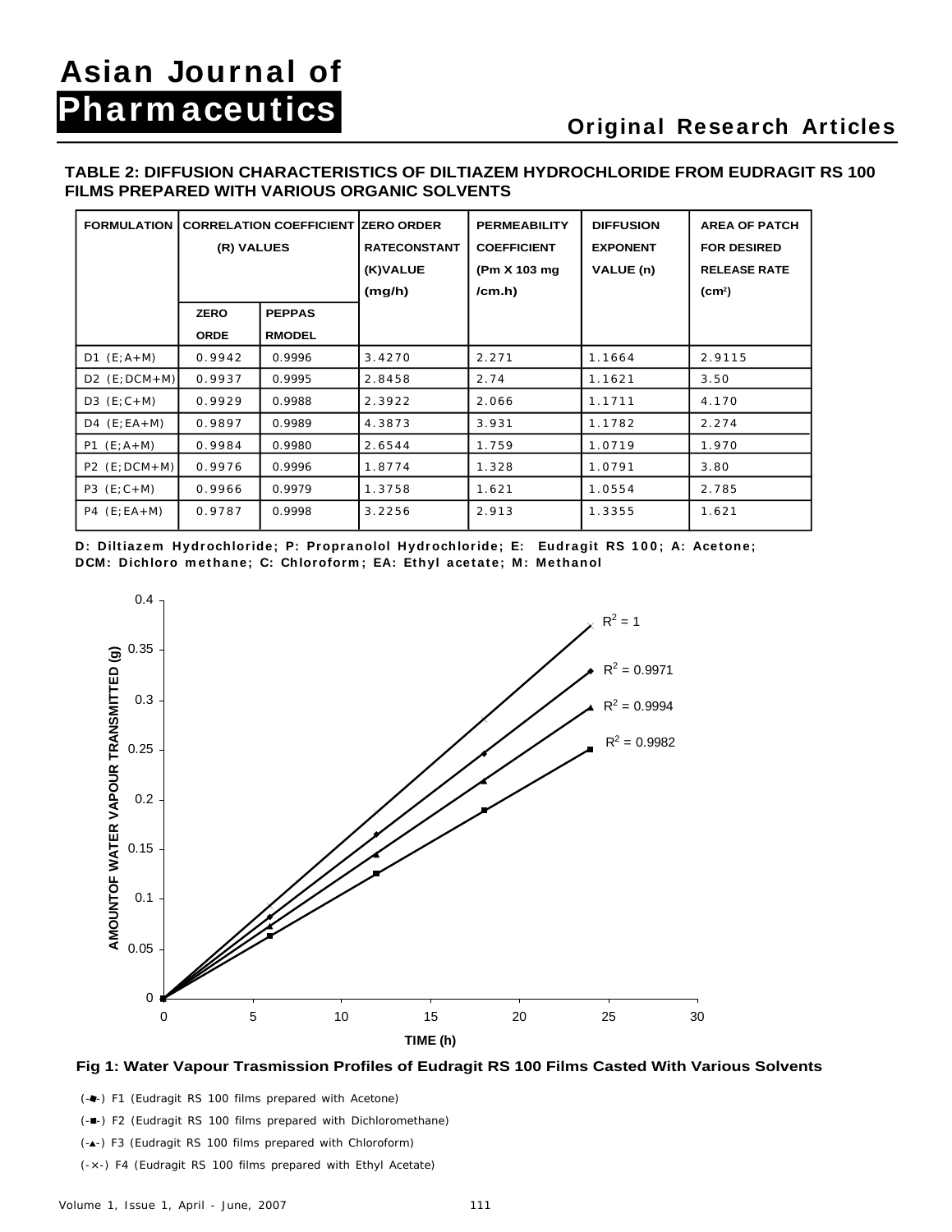**TABLE 2: DIFFUSION CHARACTERISTICS OF DILTIAZEM HYDROCHLORIDE FROM EUDRAGIT RS 100 FILMS PREPARED WITH VARIOUS ORGANIC SOLVENTS**

| FORMULATION | CORRELATION COEFFICIENT (R) VALUES | | ZERO ORDER RATECONSTANT (K)VALUE (mg/h) | PERMEABILITY COEFFICIENT (Pm X 103 mg /cm.h) | DIFFUSION EXPONENT VALUE (n) | AREA OF PATCH FOR DESIRED RELEASE RATE (cm²) |
|---|---|---|---|---|---|---|
| | ZERO ORDE | PEPPAS RMODEL | | | | |
| D1 (E;A+M) | 0.9942 | 0.9996 | 3.4270 | 2.271 | 1.1664 | 2.9115 |
| D2 (E;DCM+M) | 0.9937 | 0.9995 | 2.8458 | 2.74 | 1.1621 | 3.50 |
| D3 (E;C+M) | 0.9929 | 0.9988 | 2.3922 | 2.066 | 1.1711 | 4.170 |
| D4 (E;EA+M) | 0.9897 | 0.9989 | 4.3873 | 3.931 | 1.1782 | 2.274 |
| P1 (E;A+M) | 0.9984 | 0.9980 | 2.6544 | 1.759 | 1.0719 | 1.970 |
| P2 (E;DCM+M) | 0.9976 | 0.9996 | 1.8774 | 1.328 | 1.0791 | 3.80 |
| P3 (E;C+M) | 0.9966 | 0.9979 | 1.3758 | 1.621 | 1.0554 | 2.785 |
| P4 (E;EA+M) | 0.9787 | 0.9998 | 3.2256 | 2.913 | 1.3355 | 1.621 |

**D: Diltiazem Hydrochloride; P: Propranolol Hydrochloride; E: Eudragit RS 100; A: Acetone; DCM: Dichloro methane; C: Chloroform; EA: Ethyl acetate; M: Methanol**

**Fig 1: Water Vapour Trasmission Profiles of Eudragit RS 100 Films Casted With Various Solvents**

(-♦-) F1 (Eudragit RS 100 films prepared with Acetone)

(-■-) F2 (Eudragit RS 100 films prepared with Dichloromethane)

(-▲-) F3 (Eudragit RS 100 films prepared with Chloroform)

(-×-) F4 (Eudragit RS 100 films prepared with Ethyl Acetate)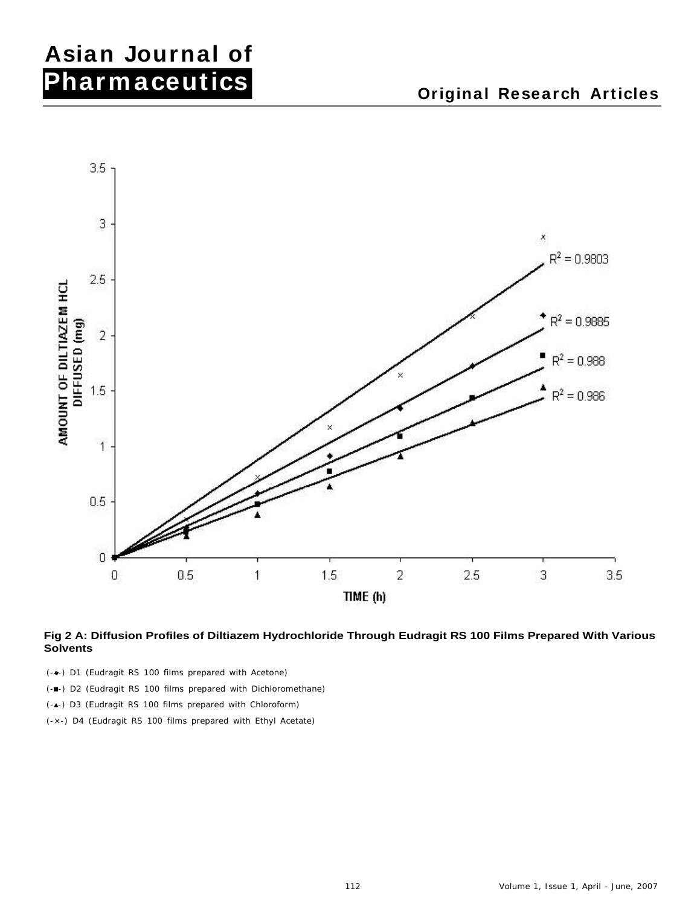**Fig 2 A: Diffusion Profiles of Diltiazem Hydrochloride Through Eudragit RS 100 Films Prepared With Various Solvents**

(-♦-) D1 (Eudragit RS 100 films prepared with Acetone)

(-■-) D2 (Eudragit RS 100 films prepared with Dichloromethane)

(-▲-) D3 (Eudragit RS 100 films prepared with Chloroform)

(-×-) D4 (Eudragit RS 100 films prepared with Ethyl Acetate)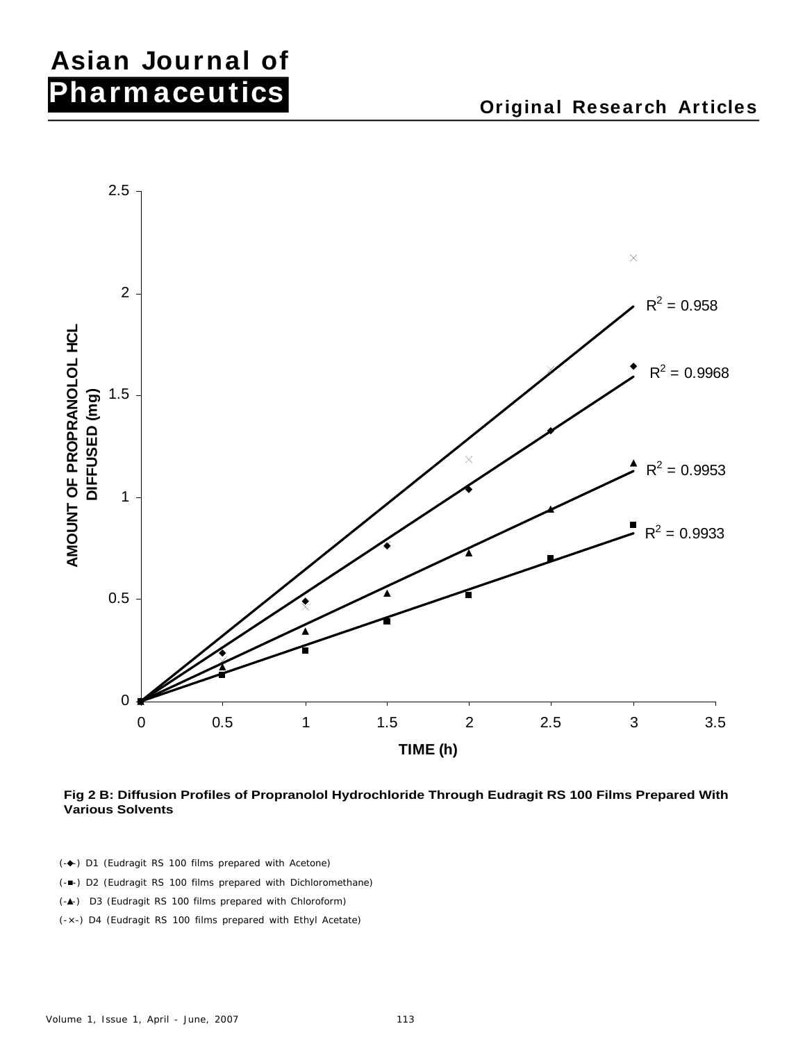Fig 2 B: Diffusion Profiles of Propranolol Hydrochloride Through Eudragit RS 100 Films Prepared With Various Solvents

(-◆-) D1 (Eudragit RS 100 films prepared with Acetone)

(-■-) D2 (Eudragit RS 100 films prepared with Dichloromethane)

(-▲-) D3 (Eudragit RS 100 films prepared with Chloroform)

(-×-) D4 (Eudragit RS 100 films prepared with Ethyl Acetate)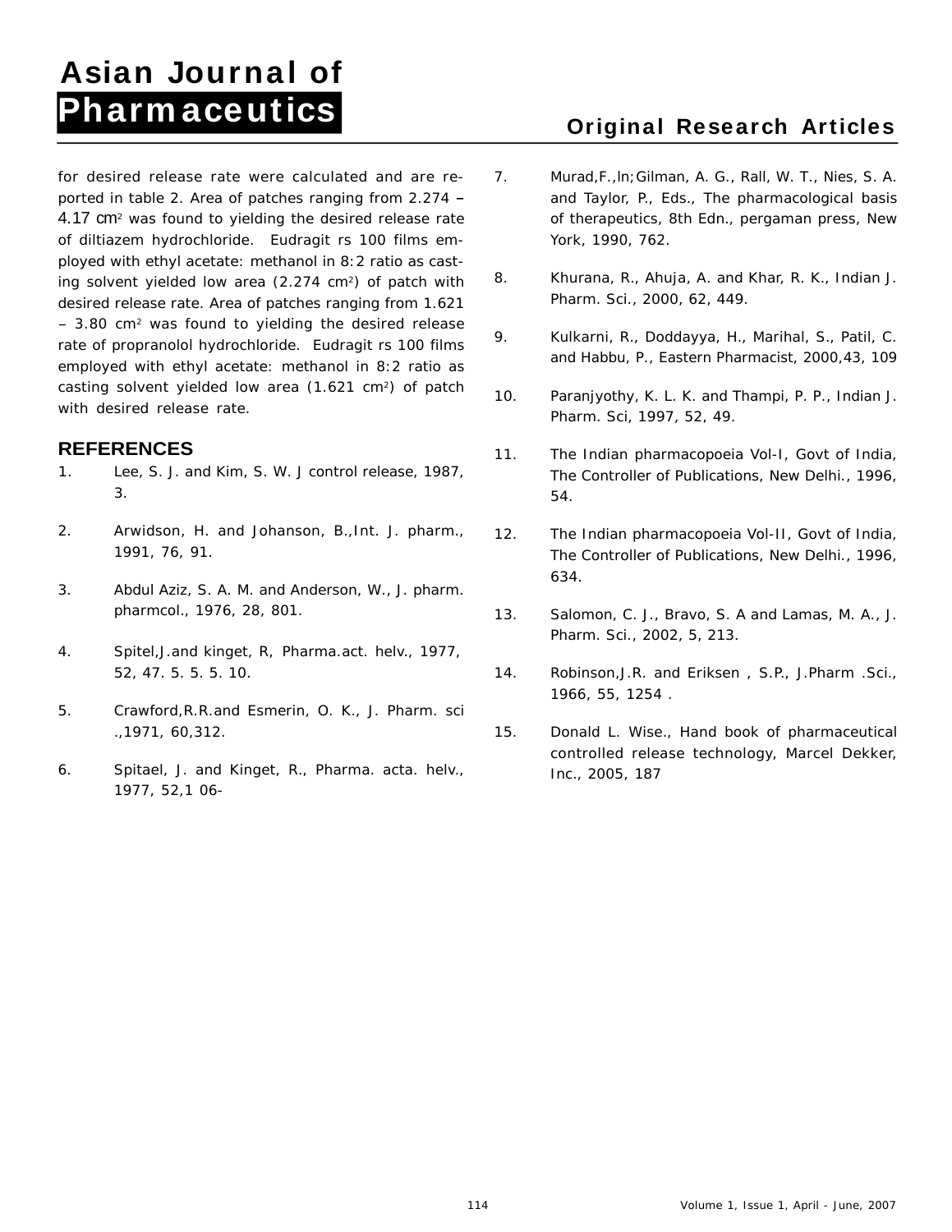for desired release rate were calculated and are reported in table 2. Area of patches ranging from 2.274 – 4.17 $cm^2$ was found to yielding the desired release rate of diltiazem hydrochloride. Eudragit rs 100 films employed with ethyl acetate: methanol in 8:2 ratio as casting solvent yielded low area (2.274 $cm^2$) of patch with desired release rate. Area of patches ranging from 1.621 – 3.80 $cm^2$ was found to yielding the desired release rate of propranolol hydrochloride. Eudragit rs 100 films employed with ethyl acetate: methanol in 8:2 ratio as casting solvent yielded low area (1.621 $cm^2$) of patch with desired release rate.

## REFERENCES

1. Lee, S. J. and Kim, S. W. J control release, 1987, 3.
2. Arwidson, H. and Johanson, B.,Int. J. pharm., 1991, 76, 91.
3. Abdul Aziz, S. A. M. and Anderson, W., J. pharm. pharmcol., 1976, 28, 801.
4. Spitel,J.and kinget, R, Pharma.act. helv., 1977, 52, 47. 5. 5. 5. 10.
5. Crawford,R.R.and Esmerin, O. K., J. Pharm. sci .,1971, 60,312.
6. Spitael, J. and Kinget, R., Pharma. acta. helv., 1977, 52,1 06-
7. Murad,F.,ln;Gilman, A. G., Rall, W. T., Nies, S. A. and Taylor, P., Eds., The pharmacological basis of therapeutics, 8th Edn., pergaman press, New York, 1990, 762.
8. Khurana, R., Ahuja, A. and Khar, R. K., Indian J. Pharm. Sci., 2000, 62, 449.
9. Kulkarni, R., Doddayya, H., Marihal, S., Patil, C. and Habbu, P., Eastern Pharmacist, 2000,43, 109
10. Paranjyothy, K. L. K. and Thampi, P. P., Indian J. Pharm. Sci, 1997, 52, 49.
11. The Indian pharmacopoeia Vol-I, Govt of India, The Controller of Publications, New Delhi., 1996, 54.
12. The Indian pharmacopoeia Vol-II, Govt of India, The Controller of Publications, New Delhi., 1996, 634.
13. Salomon, C. J., Bravo, S. A and Lamas, M. A., J. Pharm. Sci., 2002, 5, 213.
14. Robinson,J.R. and Eriksen , S.P., J.Pharm .Sci., 1966, 55, 1254 .
15. Donald L. Wise., Hand book of pharmaceutical controlled release technology, Marcel Dekker, Inc., 2005, 187